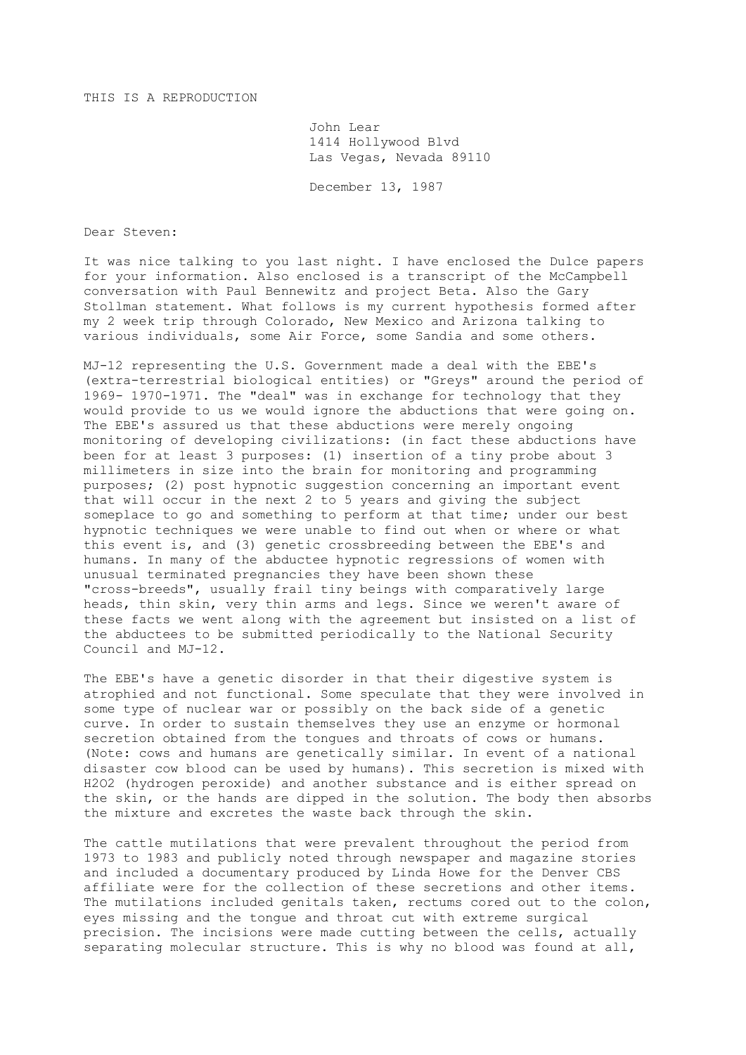THIS IS A REPRODUCTION

John Lear
1414 Hollywood Blvd
Las Vegas, Nevada 89110

December 13, 1987

Dear Steven:

It was nice talking to you last night. I have enclosed the Dulce papers for your information. Also enclosed is a transcript of the McCampbell conversation with Paul Bennewitz and project Beta. Also the Gary Stollman statement. What follows is my current hypothesis formed after my 2 week trip through Colorado, New Mexico and Arizona talking to various individuals, some Air Force, some Sandia and some others.

MJ-12 representing the U.S. Government made a deal with the EBE's (extra-terrestrial biological entities) or "Greys" around the period of 1969- 1970-1971. The "deal" was in exchange for technology that they would provide to us we would ignore the abductions that were going on. The EBE's assured us that these abductions were merely ongoing monitoring of developing civilizations: (in fact these abductions have been for at least 3 purposes: (1) insertion of a tiny probe about 3 millimeters in size into the brain for monitoring and programming purposes; (2) post hypnotic suggestion concerning an important event that will occur in the next 2 to 5 years and giving the subject someplace to go and something to perform at that time; under our best hypnotic techniques we were unable to find out when or where or what this event is, and (3) genetic crossbreeding between the EBE's and humans. In many of the abductee hypnotic regressions of women with unusual terminated pregnancies they have been shown these "cross-breeds", usually frail tiny beings with comparatively large heads, thin skin, very thin arms and legs. Since we weren't aware of these facts we went along with the agreement but insisted on a list of the abductees to be submitted periodically to the National Security Council and MJ-12.

The EBE's have a genetic disorder in that their digestive system is atrophied and not functional. Some speculate that they were involved in some type of nuclear war or possibly on the back side of a genetic curve. In order to sustain themselves they use an enzyme or hormonal secretion obtained from the tongues and throats of cows or humans. (Note: cows and humans are genetically similar. In event of a national disaster cow blood can be used by humans). This secretion is mixed with $H_2O_2$ (hydrogen peroxide) and another substance and is either spread on the skin, or the hands are dipped in the solution. The body then absorbs the mixture and excretes the waste back through the skin.

The cattle mutilations that were prevalent throughout the period from 1973 to 1983 and publicly noted through newspaper and magazine stories and included a documentary produced by Linda Howe for the Denver CBS affiliate were for the collection of these secretions and other items. The mutilations included genitals taken, rectums cored out to the colon, eyes missing and the tongue and throat cut with extreme surgical precision. The incisions were made cutting between the cells, actually separating molecular structure. This is why no blood was found at all,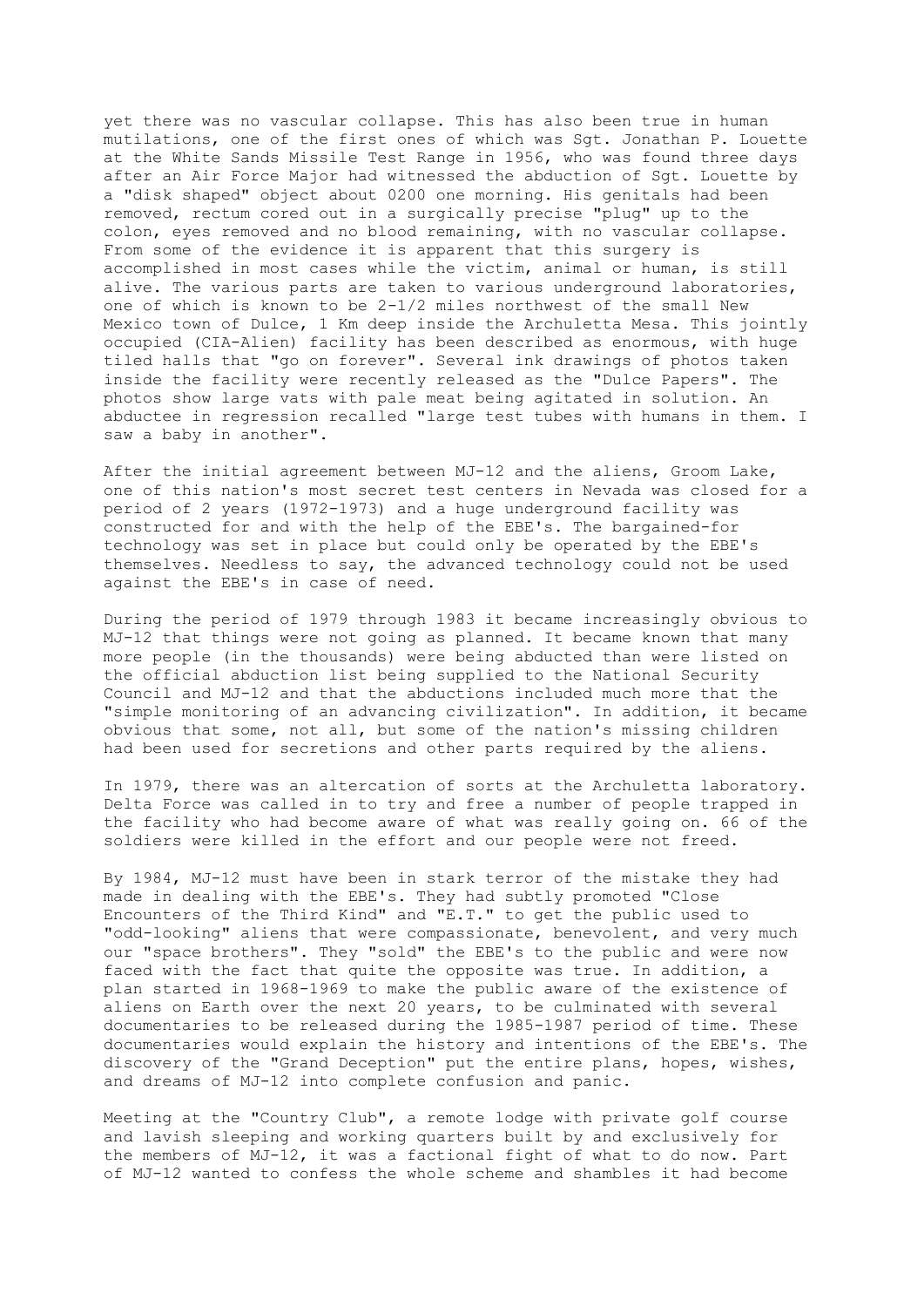yet there was no vascular collapse. This has also been true in human mutilations, one of the first ones of which was Sgt. Jonathan P. Louette at the White Sands Missile Test Range in 1956, who was found three days after an Air Force Major had witnessed the abduction of Sgt. Louette by a "disk shaped" object about 0200 one morning. His genitals had been removed, rectum cored out in a surgically precise "plug" up to the colon, eyes removed and no blood remaining, with no vascular collapse. From some of the evidence it is apparent that this surgery is accomplished in most cases while the victim, animal or human, is still alive. The various parts are taken to various underground laboratories, one of which is known to be 2-1/2 miles northwest of the small New Mexico town of Dulce, 1 Km deep inside the Archuletta Mesa. This jointly occupied (CIA-Alien) facility has been described as enormous, with huge tiled halls that "go on forever". Several ink drawings of photos taken inside the facility were recently released as the "Dulce Papers". The photos show large vats with pale meat being agitated in solution. An abductee in regression recalled "large test tubes with humans in them. I saw a baby in another".

After the initial agreement between MJ-12 and the aliens, Groom Lake, one of this nation's most secret test centers in Nevada was closed for a period of 2 years (1972-1973) and a huge underground facility was constructed for and with the help of the EBE's. The bargained-for technology was set in place but could only be operated by the EBE's themselves. Needless to say, the advanced technology could not be used against the EBE's in case of need.

During the period of 1979 through 1983 it became increasingly obvious to MJ-12 that things were not going as planned. It became known that many more people (in the thousands) were being abducted than were listed on the official abduction list being supplied to the National Security Council and MJ-12 and that the abductions included much more that the "simple monitoring of an advancing civilization". In addition, it became obvious that some, not all, but some of the nation's missing children had been used for secretions and other parts required by the aliens.

In 1979, there was an altercation of sorts at the Archuletta laboratory. Delta Force was called in to try and free a number of people trapped in the facility who had become aware of what was really going on. 66 of the soldiers were killed in the effort and our people were not freed.

By 1984, MJ-12 must have been in stark terror of the mistake they had made in dealing with the EBE's. They had subtly promoted "Close Encounters of the Third Kind" and "E.T." to get the public used to "odd-looking" aliens that were compassionate, benevolent, and very much our "space brothers". They "sold" the EBE's to the public and were now faced with the fact that quite the opposite was true. In addition, a plan started in 1968-1969 to make the public aware of the existence of aliens on Earth over the next 20 years, to be culminated with several documentaries to be released during the 1985-1987 period of time. These documentaries would explain the history and intentions of the EBE's. The discovery of the "Grand Deception" put the entire plans, hopes, wishes, and dreams of MJ-12 into complete confusion and panic.

Meeting at the "Country Club", a remote lodge with private golf course and lavish sleeping and working quarters built by and exclusively for the members of MJ-12, it was a factional fight of what to do now. Part of MJ-12 wanted to confess the whole scheme and shambles it had become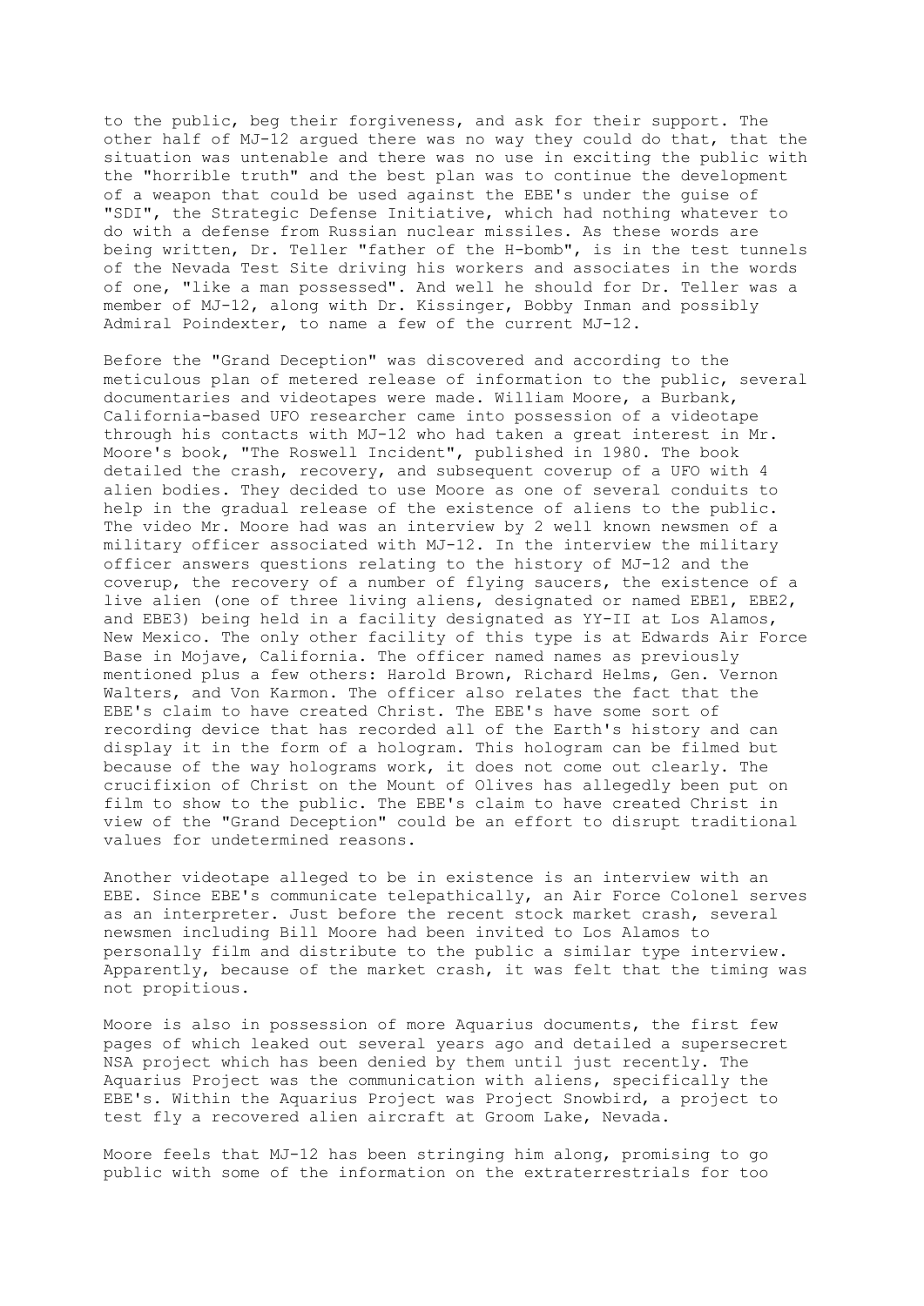to the public, beg their forgiveness, and ask for their support. The other half of MJ-12 argued there was no way they could do that, that the situation was untenable and there was no use in exciting the public with the "horrible truth" and the best plan was to continue the development of a weapon that could be used against the EBE's under the guise of "SDI", the Strategic Defense Initiative, which had nothing whatever to do with a defense from Russian nuclear missiles. As these words are being written, Dr. Teller "father of the H-bomb", is in the test tunnels of the Nevada Test Site driving his workers and associates in the words of one, "like a man possessed". And well he should for Dr. Teller was a member of MJ-12, along with Dr. Kissinger, Bobby Inman and possibly Admiral Poindexter, to name a few of the current MJ-12.

Before the "Grand Deception" was discovered and according to the meticulous plan of metered release of information to the public, several documentaries and videotapes were made. William Moore, a Burbank, California-based UFO researcher came into possession of a videotape through his contacts with MJ-12 who had taken a great interest in Mr. Moore's book, "The Roswell Incident", published in 1980. The book detailed the crash, recovery, and subsequent coverup of a UFO with 4 alien bodies. They decided to use Moore as one of several conduits to help in the gradual release of the existence of aliens to the public. The video Mr. Moore had was an interview by 2 well known newsmen of a military officer associated with MJ-12. In the interview the military officer answers questions relating to the history of MJ-12 and the coverup, the recovery of a number of flying saucers, the existence of a live alien (one of three living aliens, designated or named EBE1, EBE2, and EBE3) being held in a facility designated as YY-II at Los Alamos, New Mexico. The only other facility of this type is at Edwards Air Force Base in Mojave, California. The officer named names as previously mentioned plus a few others: Harold Brown, Richard Helms, Gen. Vernon Walters, and Von Karmon. The officer also relates the fact that the EBE's claim to have created Christ. The EBE's have some sort of recording device that has recorded all of the Earth's history and can display it in the form of a hologram. This hologram can be filmed but because of the way holograms work, it does not come out clearly. The crucifixion of Christ on the Mount of Olives has allegedly been put on film to show to the public. The EBE's claim to have created Christ in view of the "Grand Deception" could be an effort to disrupt traditional values for undetermined reasons.

Another videotape alleged to be in existence is an interview with an EBE. Since EBE's communicate telepathically, an Air Force Colonel serves as an interpreter. Just before the recent stock market crash, several newsmen including Bill Moore had been invited to Los Alamos to personally film and distribute to the public a similar type interview. Apparently, because of the market crash, it was felt that the timing was not propitious.

Moore is also in possession of more Aquarius documents, the first few pages of which leaked out several years ago and detailed a supersecret NSA project which has been denied by them until just recently. The Aquarius Project was the communication with aliens, specifically the EBE's. Within the Aquarius Project was Project Snowbird, a project to test fly a recovered alien aircraft at Groom Lake, Nevada.

Moore feels that MJ-12 has been stringing him along, promising to go public with some of the information on the extraterrestrials for too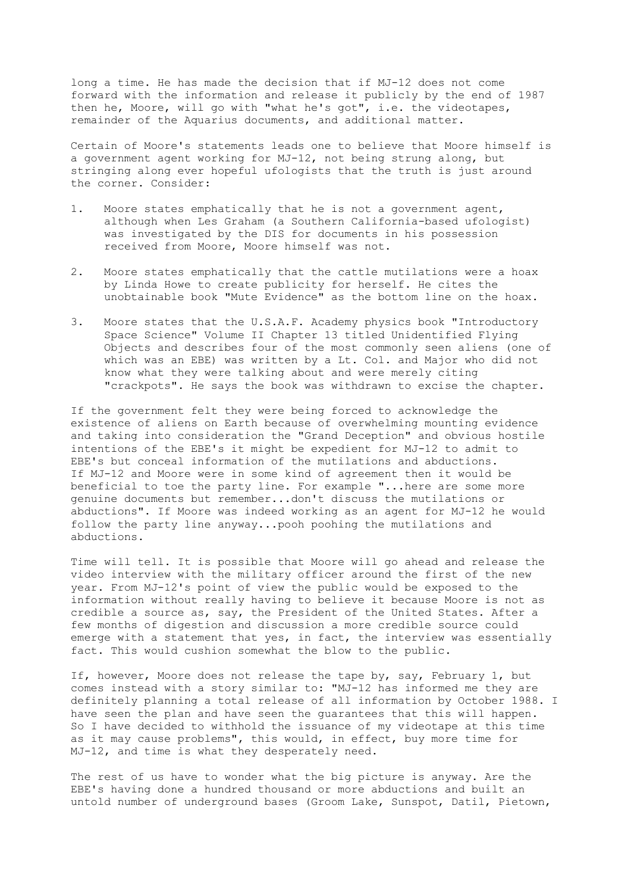long a time. He has made the decision that if MJ-12 does not come forward with the information and release it publicly by the end of 1987 then he, Moore, will go with "what he's got", i.e. the videotapes, remainder of the Aquarius documents, and additional matter.

Certain of Moore's statements leads one to believe that Moore himself is a government agent working for MJ-12, not being strung along, but stringing along ever hopeful ufologists that the truth is just around the corner. Consider:

1. Moore states emphatically that he is not a government agent, although when Les Graham (a Southern California-based ufologist) was investigated by the DIS for documents in his possession received from Moore, Moore himself was not.

2. Moore states emphatically that the cattle mutilations were a hoax by Linda Howe to create publicity for herself. He cites the unobtainable book "Mute Evidence" as the bottom line on the hoax.

3. Moore states that the U.S.A.F. Academy physics book "Introductory Space Science" Volume II Chapter 13 titled Unidentified Flying Objects and describes four of the most commonly seen aliens (one of which was an EBE) was written by a Lt. Col. and Major who did not know what they were talking about and were merely citing "crackpots". He says the book was withdrawn to excise the chapter.

If the government felt they were being forced to acknowledge the existence of aliens on Earth because of overwhelming mounting evidence and taking into consideration the "Grand Deception" and obvious hostile intentions of the EBE's it might be expedient for MJ-12 to admit to EBE's but conceal information of the mutilations and abductions. If MJ-12 and Moore were in some kind of agreement then it would be beneficial to toe the party line. For example "...here are some more genuine documents but remember...don't discuss the mutilations or abductions". If Moore was indeed working as an agent for MJ-12 he would follow the party line anyway...pooh poohing the mutilations and abductions.

Time will tell. It is possible that Moore will go ahead and release the video interview with the military officer around the first of the new year. From MJ-12's point of view the public would be exposed to the information without really having to believe it because Moore is not as credible a source as, say, the President of the United States. After a few months of digestion and discussion a more credible source could emerge with a statement that yes, in fact, the interview was essentially fact. This would cushion somewhat the blow to the public.

If, however, Moore does not release the tape by, say, February 1, but comes instead with a story similar to: "MJ-12 has informed me they are definitely planning a total release of all information by October 1988. I have seen the plan and have seen the guarantees that this will happen. So I have decided to withhold the issuance of my videotape at this time as it may cause problems", this would, in effect, buy more time for MJ-12, and time is what they desperately need.

The rest of us have to wonder what the big picture is anyway. Are the EBE's having done a hundred thousand or more abductions and built an untold number of underground bases (Groom Lake, Sunspot, Datil, Pietown,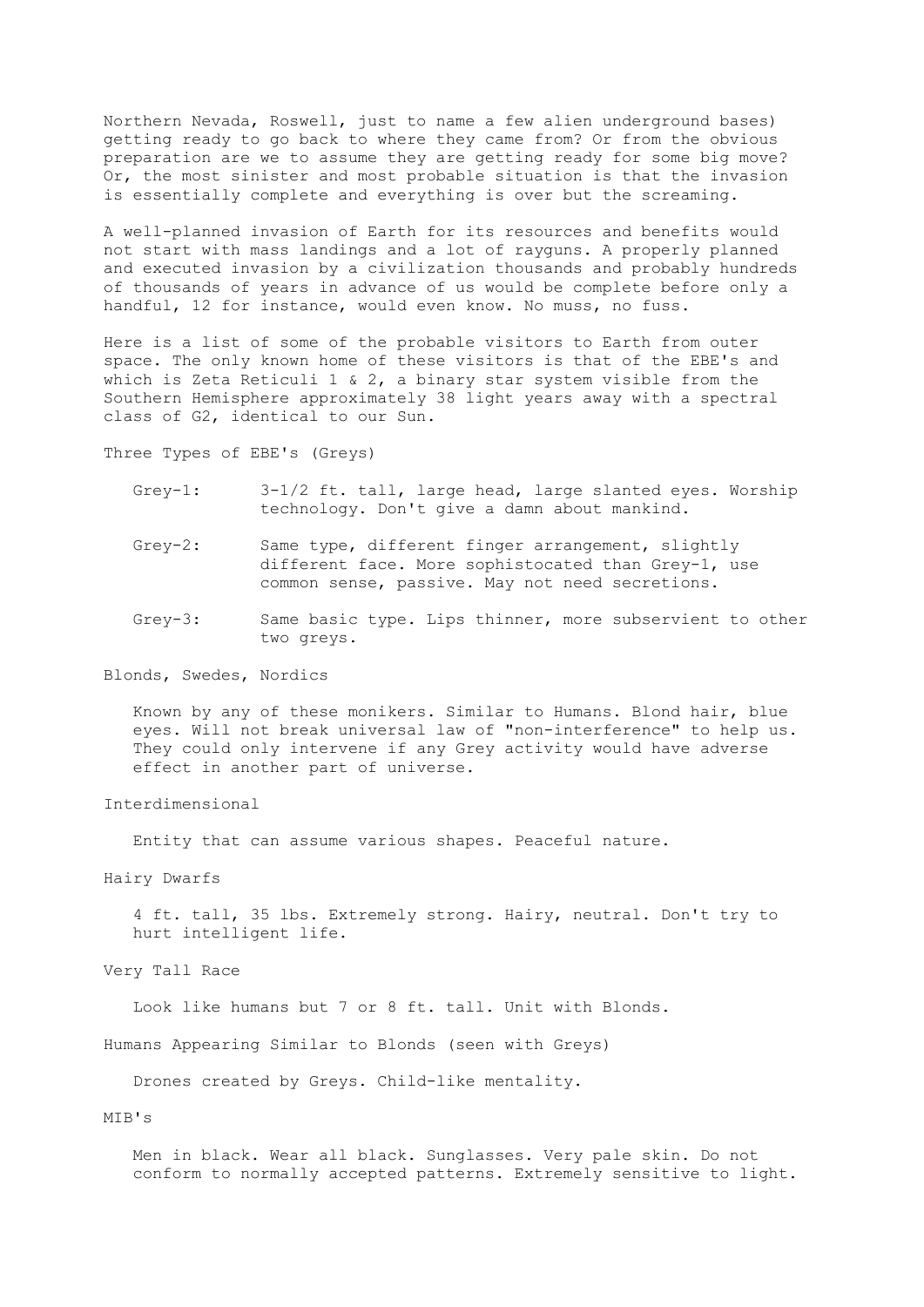Northern Nevada, Roswell, just to name a few alien underground bases) getting ready to go back to where they came from? Or from the obvious preparation are we to assume they are getting ready for some big move? Or, the most sinister and most probable situation is that the invasion is essentially complete and everything is over but the screaming.

A well-planned invasion of Earth for its resources and benefits would not start with mass landings and a lot of rayguns. A properly planned and executed invasion by a civilization thousands and probably hundreds of thousands of years in advance of us would be complete before only a handful, 12 for instance, would even know. No muss, no fuss.

Here is a list of some of the probable visitors to Earth from outer space. The only known home of these visitors is that of the EBE's and which is Zeta Reticuli 1 & 2, a binary star system visible from the Southern Hemisphere approximately 38 light years away with a spectral class of G2, identical to our Sun.

Three Types of EBE's (Greys)

- Grey-1: 3-1/2 ft. tall, large head, large slanted eyes. Worship technology. Don't give a damn about mankind.
- Grey-2: Same type, different finger arrangement, slightly different face. More sophistocated than Grey-1, use common sense, passive. May not need secretions.
- Grey-3: Same basic type. Lips thinner, more subservient to other two greys.

Blonds, Swedes, Nordics

Known by any of these monikers. Similar to Humans. Blond hair, blue eyes. Will not break universal law of "non-interference" to help us. They could only intervene if any Grey activity would have adverse effect in another part of universe.

Interdimensional

Entity that can assume various shapes. Peaceful nature.

Hairy Dwarfs

4 ft. tall, 35 lbs. Extremely strong. Hairy, neutral. Don't try to hurt intelligent life.

Very Tall Race

Look like humans but 7 or 8 ft. tall. Unit with Blonds.

Humans Appearing Similar to Blonds (seen with Greys)

Drones created by Greys. Child-like mentality.

MIB's

Men in black. Wear all black. Sunglasses. Very pale skin. Do not conform to normally accepted patterns. Extremely sensitive to light.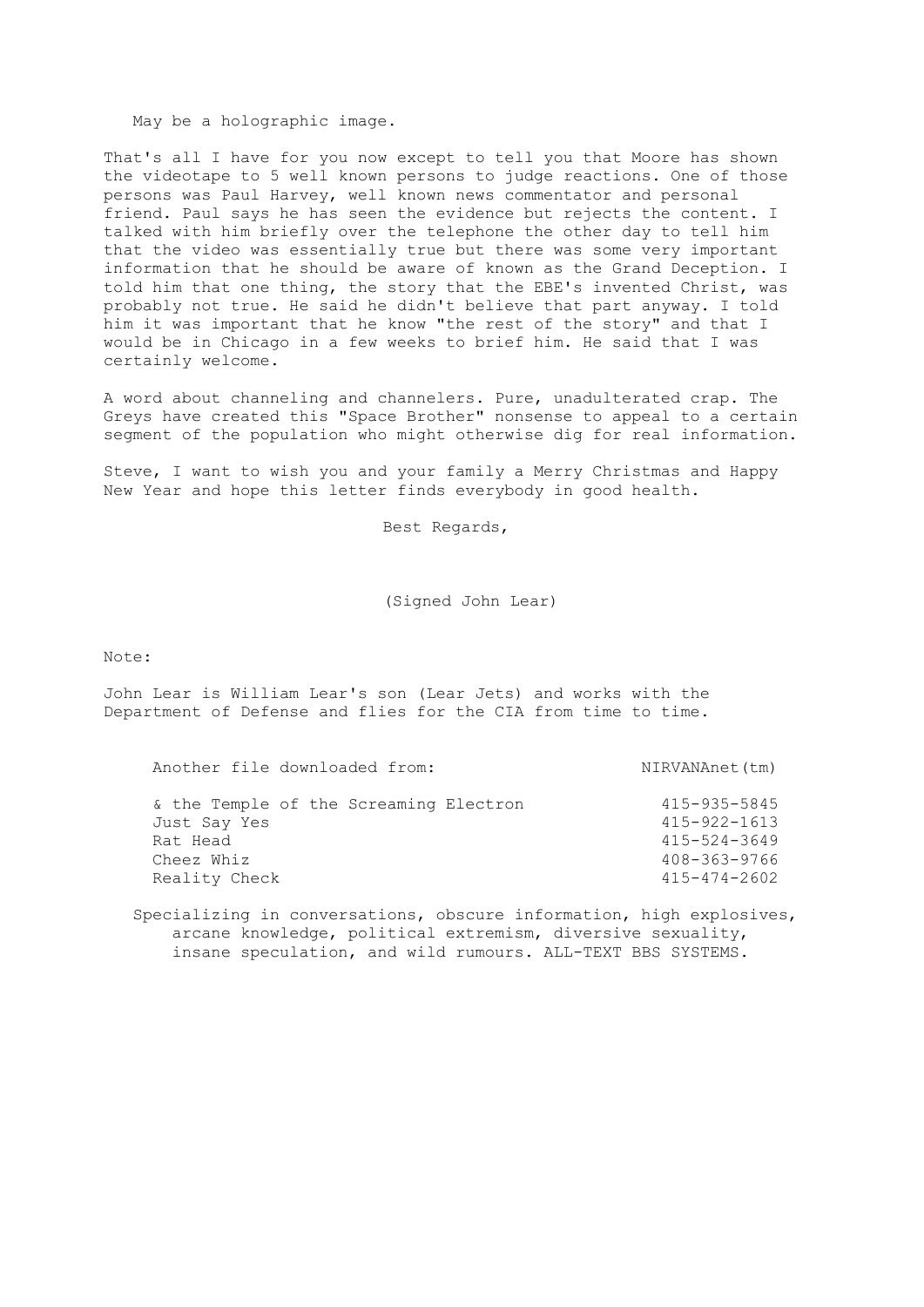May be a holographic image.

That's all I have for you now except to tell you that Moore has shown the videotape to 5 well known persons to judge reactions. One of those persons was Paul Harvey, well known news commentator and personal friend. Paul says he has seen the evidence but rejects the content. I talked with him briefly over the telephone the other day to tell him that the video was essentially true but there was some very important information that he should be aware of known as the Grand Deception. I told him that one thing, the story that the EBE's invented Christ, was probably not true. He said he didn't believe that part anyway. I told him it was important that he know "the rest of the story" and that I would be in Chicago in a few weeks to brief him. He said that I was certainly welcome.

A word about channeling and channelers. Pure, unadulterated crap. The Greys have created this "Space Brother" nonsense to appeal to a certain segment of the population who might otherwise dig for real information.

Steve, I want to wish you and your family a Merry Christmas and Happy New Year and hope this letter finds everybody in good health.

Best Regards,

(Signed John Lear)

Note:

John Lear is William Lear's son (Lear Jets) and works with the Department of Defense and flies for the CIA from time to time.

| | |
|---|---|
| Another file downloaded from: | NIRVANAnet(tm) |
| & the Temple of the Screaming Electron | 415-935-5845 |
| Just Say Yes | 415-922-1613 |
| Rat Head | 415-524-3649 |
| Cheez Whiz | 408-363-9766 |
| Reality Check | 415-474-2602 |

Specializing in conversations, obscure information, high explosives, arcane knowledge, political extremism, diversive sexuality, insane speculation, and wild rumours. ALL-TEXT BBS SYSTEMS.